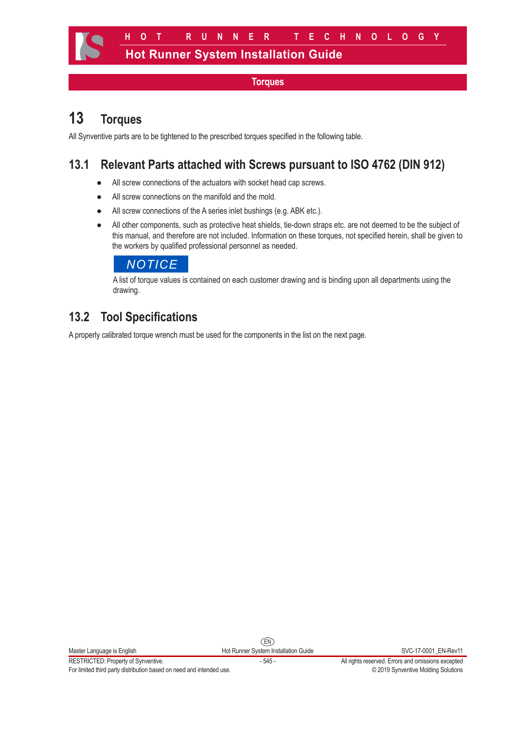# 13 Torques

All Synventive parts are to be tightened to the prescribed torques specified in the following table.

## 13.1 Relevant Parts attached with Screws pursuant to ISO 4762 (DIN 912)

- All screw connections of the actuators with socket head cap screws.
- All screw connections on the manifold and the mold.
- All screw connections of the A series inlet bushings (e.g. ABK etc.).
- All other components, such as protective heat shields, tie-down straps etc. are not deemed to be the subject of this manual, and therefore are not included. Information on these torques, not specified herein, shall be given to the workers by qualified professional personnel as needed.

**NOTICE**

A list of torque values is contained on each customer drawing and is binding upon all departments using the drawing.

## 13.2 Tool Specifications

A properly calibrated torque wrench must be used for the components in the list on the next page.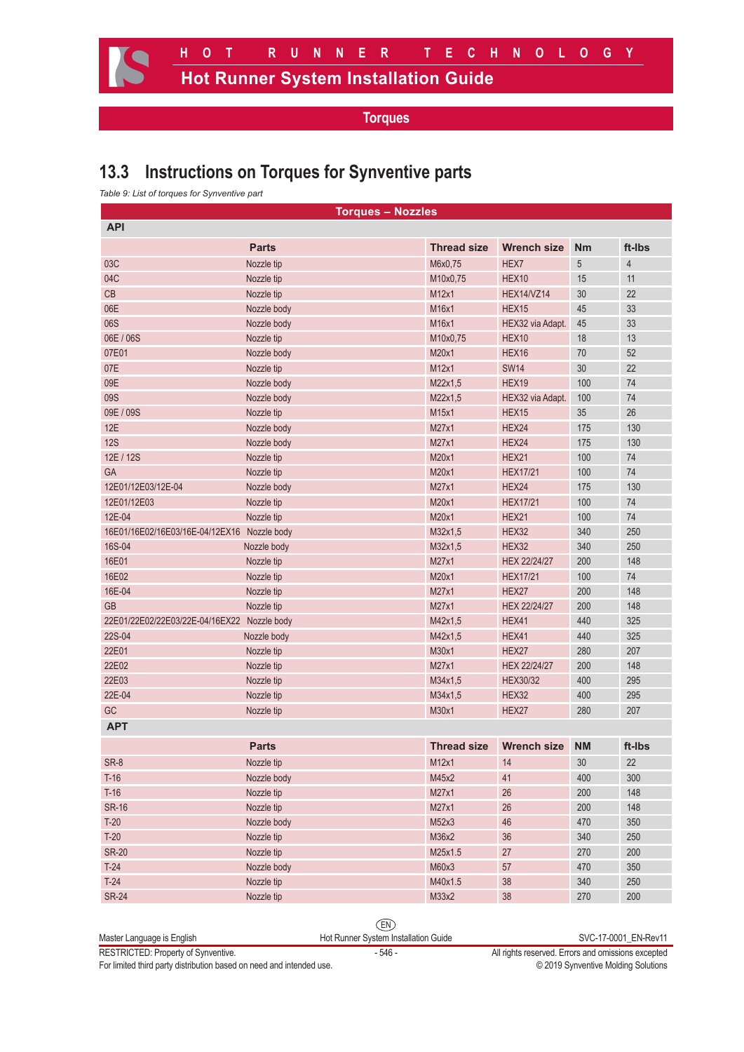## Torques

## 13.3 Instructions on Torques for Synventive parts

*Table 9: List of torques for Synventive part*

| Torques – Nozzles | | | | | |
|---|---|---|---|---|---|
| **API** | | | | | |
| | **Parts** | **Thread size** | **Wrench size** | **Nm** | **ft-lbs** |
| 03C | Nozzle tip | M6x0,75 | HEX7 | 5 | 4 |
| 04C | Nozzle tip | M10x0,75 | HEX10 | 15 | 11 |
| CB | Nozzle tip | M12x1 | HEX14/VZ14 | 30 | 22 |
| 06E | Nozzle body | M16x1 | HEX15 | 45 | 33 |
| 06S | Nozzle body | M16x1 | HEX32 via Adapt. | 45 | 33 |
| 06E / 06S | Nozzle tip | M10x0,75 | HEX10 | 18 | 13 |
| 07E01 | Nozzle body | M20x1 | HEX16 | 70 | 52 |
| 07E | Nozzle tip | M12x1 | SW14 | 30 | 22 |
| 09E | Nozzle body | M22x1,5 | HEX19 | 100 | 74 |
| 09S | Nozzle body | M22x1,5 | HEX32 via Adapt. | 100 | 74 |
| 09E / 09S | Nozzle tip | M15x1 | HEX15 | 35 | 26 |
| 12E | Nozzle body | M27x1 | HEX24 | 175 | 130 |
| 12S | Nozzle body | M27x1 | HEX24 | 175 | 130 |
| 12E / 12S | Nozzle tip | M20x1 | HEX21 | 100 | 74 |
| GA | Nozzle tip | M20x1 | HEX17/21 | 100 | 74 |
| 12E01/12E03/12E-04 | Nozzle body | M27x1 | HEX24 | 175 | 130 |
| 12E01/12E03 | Nozzle tip | M20x1 | HEX17/21 | 100 | 74 |
| 12E-04 | Nozzle tip | M20x1 | HEX21 | 100 | 74 |
| 16E01/16E02/16E03/16E-04/12EX16 | Nozzle body | M32x1,5 | HEX32 | 340 | 250 |
| 16S-04 | Nozzle body | M32x1,5 | HEX32 | 340 | 250 |
| 16E01 | Nozzle tip | M27x1 | HEX 22/24/27 | 200 | 148 |
| 16E02 | Nozzle tip | M20x1 | HEX17/21 | 100 | 74 |
| 16E-04 | Nozzle tip | M27x1 | HEX27 | 200 | 148 |
| GB | Nozzle tip | M27x1 | HEX 22/24/27 | 200 | 148 |
| 22E01/22E02/22E03/22E-04/16EX22 | Nozzle body | M42x1,5 | HEX41 | 440 | 325 |
| 22S-04 | Nozzle body | M42x1,5 | HEX41 | 440 | 325 |
| 22E01 | Nozzle tip | M30x1 | HEX27 | 280 | 207 |
| 22E02 | Nozzle tip | M27x1 | HEX 22/24/27 | 200 | 148 |
| 22E03 | Nozzle tip | M34x1,5 | HEX30/32 | 400 | 295 |
| 22E-04 | Nozzle tip | M34x1,5 | HEX32 | 400 | 295 |
| GC | Nozzle tip | M30x1 | HEX27 | 280 | 207 |
| **APT** | | | | | |
| | **Parts** | **Thread size** | **Wrench size** | **NM** | **ft-lbs** |
| SR-8 | Nozzle tip | M12x1 | 14 | 30 | 22 |
| T-16 | Nozzle body | M45x2 | 41 | 400 | 300 |
| T-16 | Nozzle tip | M27x1 | 26 | 200 | 148 |
| SR-16 | Nozzle tip | M27x1 | 26 | 200 | 148 |
| T-20 | Nozzle body | M52x3 | 46 | 470 | 350 |
| T-20 | Nozzle tip | M36x2 | 36 | 340 | 250 |
| SR-20 | Nozzle tip | M25x1.5 | 27 | 270 | 200 |
| T-24 | Nozzle body | M60x3 | 57 | 470 | 350 |
| T-24 | Nozzle tip | M40x1.5 | 38 | 340 | 250 |
| SR-24 | Nozzle tip | M33x2 | 38 | 270 | 200 |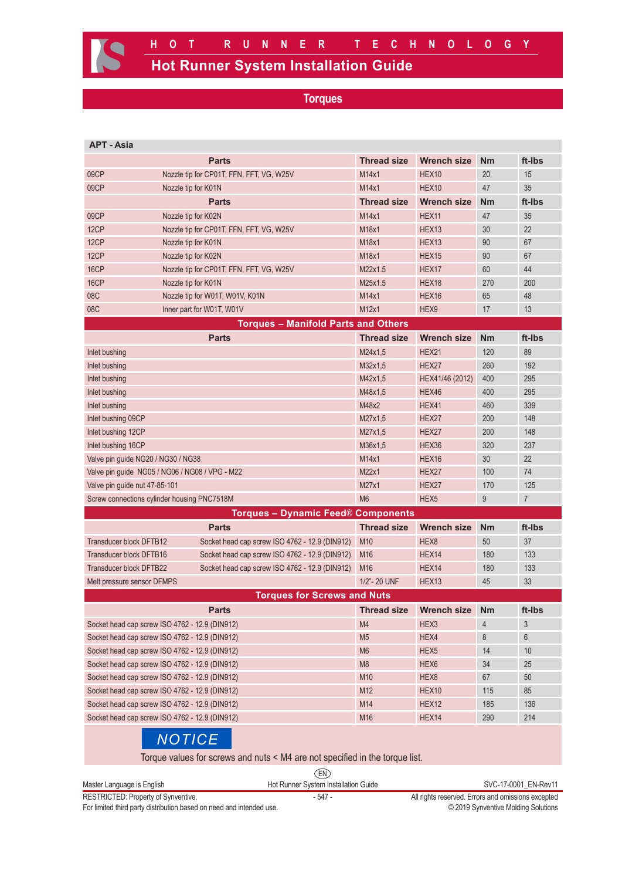## Torques

| APT - Asia | | | | | |
|---|---|---|---|---|---|
| **Parts** | | **Thread size** | **Wrench size** | **Nm** | **ft-lbs** |
| 09CP | Nozzle tip for CP01T, FFN, FFT, VG, W25V | M14x1 | HEX10 | 20 | 15 |
| 09CP | Nozzle tip for K01N | M14x1 | HEX10 | 47 | 35 |
| **Parts** | | **Thread size** | **Wrench size** | **Nm** | **ft-lbs** |
| 09CP | Nozzle tip for K02N | M14x1 | HEX11 | 47 | 35 |
| 12CP | Nozzle tip for CP01T, FFN, FFT, VG, W25V | M18x1 | HEX13 | 30 | 22 |
| 12CP | Nozzle tip for K01N | M18x1 | HEX13 | 90 | 67 |
| 12CP | Nozzle tip for K02N | M18x1 | HEX15 | 90 | 67 |
| 16CP | Nozzle tip for CP01T, FFN, FFT, VG, W25V | M22x1.5 | HEX17 | 60 | 44 |
| 16CP | Nozzle tip for K01N | M25x1.5 | HEX18 | 270 | 200 |
| 08C | Nozzle tip for W01T, W01V, K01N | M14x1 | HEX16 | 65 | 48 |
| 08C | Inner part for W01T, W01V | M12x1 | HEX9 | 17 | 13 |

### Torques – Manifold Parts and Others

| Parts | Thread size | Wrench size | Nm | ft-lbs |
|---|---|---|---|---|
| Inlet bushing | M24x1,5 | HEX21 | 120 | 89 |
| Inlet bushing | M32x1,5 | HEX27 | 260 | 192 |
| Inlet bushing | M42x1,5 | HEX41/46 (2012) | 400 | 295 |
| Inlet bushing | M48x1,5 | HEX46 | 400 | 295 |
| Inlet bushing | M48x2 | HEX41 | 460 | 339 |
| Inlet bushing 09CP | M27x1,5 | HEX27 | 200 | 148 |
| Inlet bushing 12CP | M27x1,5 | HEX27 | 200 | 148 |
| Inlet bushing 16CP | M36x1,5 | HEX36 | 320 | 237 |
| Valve pin guide NG20 / NG30 / NG38 | M14x1 | HEX16 | 30 | 22 |
| Valve pin guide NG05 / NG06 / NG08 / VPG - M22 | M22x1 | HEX27 | 100 | 74 |
| Valve pin guide nut 47-85-101 | M27x1 | HEX27 | 170 | 125 |
| Screw connections cylinder housing PNC7518M | M6 | HEX5 | 9 | 7 |

### Torques – Dynamic Feed® Components

| Parts | | Thread size | Wrench size | Nm | ft-lbs |
|---|---|---|---|---|---|
| Transducer block DFTB12 | Socket head cap screw ISO 4762 - 12.9 (DIN912) | M10 | HEX8 | 50 | 37 |
| Transducer block DFTB16 | Socket head cap screw ISO 4762 - 12.9 (DIN912) | M16 | HEX14 | 180 | 133 |
| Transducer block DFTB22 | Socket head cap screw ISO 4762 - 12.9 (DIN912) | M16 | HEX14 | 180 | 133 |
| Melt pressure sensor DFMPS | | 1/2"- 20 UNF | HEX13 | 45 | 33 |

### Torques for Screws and Nuts

| Parts | Thread size | Wrench size | Nm | ft-lbs |
|---|---|---|---|---|
| Socket head cap screw ISO 4762 - 12.9 (DIN912) | M4 | HEX3 | 4 | 3 |
| Socket head cap screw ISO 4762 - 12.9 (DIN912) | M5 | HEX4 | 8 | 6 |
| Socket head cap screw ISO 4762 - 12.9 (DIN912) | M6 | HEX5 | 14 | 10 |
| Socket head cap screw ISO 4762 - 12.9 (DIN912) | M8 | HEX6 | 34 | 25 |
| Socket head cap screw ISO 4762 - 12.9 (DIN912) | M10 | HEX8 | 67 | 50 |
| Socket head cap screw ISO 4762 - 12.9 (DIN912) | M12 | HEX10 | 115 | 85 |
| Socket head cap screw ISO 4762 - 12.9 (DIN912) | M14 | HEX12 | 185 | 136 |
| Socket head cap screw ISO 4762 - 12.9 (DIN912) | M16 | HEX14 | 290 | 214 |

**NOTICE**

Torque values for screws and nuts < M4 are not specified in the torque list.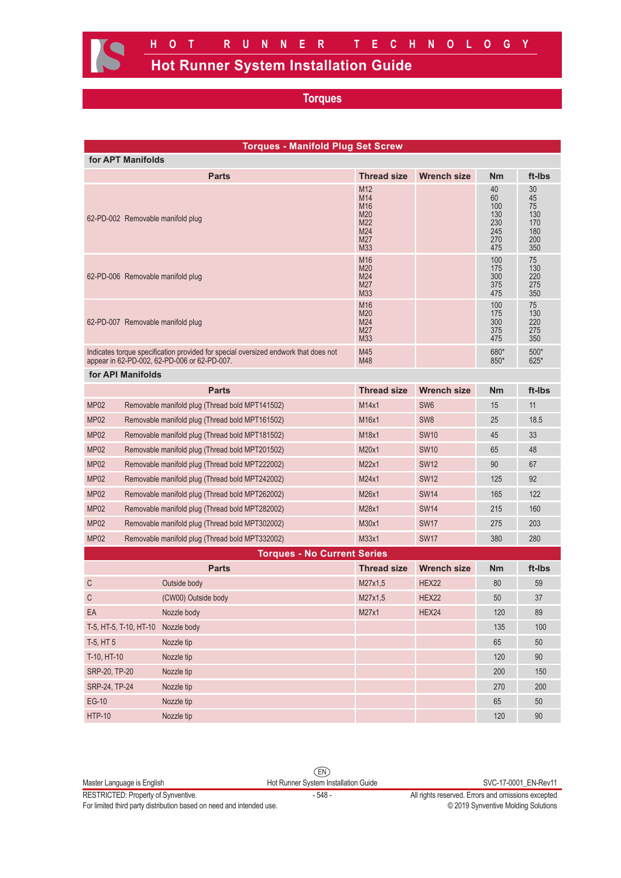## Torques

| Torques - Manifold Plug Set Screw | | | | |
|---|---|---|---|---|
| **for APT Manifolds** | | | | |
| **Parts** | **Thread size** | **Wrench size** | **Nm** | **ft-lbs** |
| 62-PD-002 Removable manifold plug | M12<br>M14<br>M16<br>M20<br>M22<br>M24<br>M27<br>M33 | | 40<br>60<br>100<br>130<br>230<br>245<br>270<br>475 | 30<br>45<br>75<br>130<br>170<br>180<br>200<br>350 |
| 62-PD-006 Removable manifold plug | M16<br>M20<br>M24<br>M27<br>M33 | | 100<br>175<br>300<br>375<br>475 | 75<br>130<br>220<br>275<br>350 |
| 62-PD-007 Removable manifold plug | M16<br>M20<br>M24<br>M27<br>M33 | | 100<br>175<br>300<br>375<br>475 | 75<br>130<br>220<br>275<br>350 |
| Indicates torque specification provided for special oversized endwork that does not appear in 62-PD-002, 62-PD-006 or 62-PD-007. | M45<br>M48 | | 680*<br>850* | 500*<br>625* |

**for API Manifolds**

| Parts | | Thread size | Wrench size | Nm | ft-lbs |
|---|---|---|---|---|---|
| MP02 | Removable manifold plug (Thread bold MPT141502) | M14x1 | SW6 | 15 | 11 |
| MP02 | Removable manifold plug (Thread bold MPT161502) | M16x1 | SW8 | 25 | 18.5 |
| MP02 | Removable manifold plug (Thread bold MPT181502) | M18x1 | SW10 | 45 | 33 |
| MP02 | Removable manifold plug (Thread bold MPT201502) | M20x1 | SW10 | 65 | 48 |
| MP02 | Removable manifold plug (Thread bold MPT222002) | M22x1 | SW12 | 90 | 67 |
| MP02 | Removable manifold plug (Thread bold MPT242002) | M24x1 | SW12 | 125 | 92 |
| MP02 | Removable manifold plug (Thread bold MPT262002) | M26x1 | SW14 | 165 | 122 |
| MP02 | Removable manifold plug (Thread bold MPT282002) | M28x1 | SW14 | 215 | 160 |
| MP02 | Removable manifold plug (Thread bold MPT302002) | M30x1 | SW17 | 275 | 203 |
| MP02 | Removable manifold plug (Thread bold MPT332002) | M33x1 | SW17 | 380 | 280 |

**Torques - No Current Series**

| Parts | | Thread size | Wrench size | Nm | ft-lbs |
|---|---|---|---|---|---|
| C | Outside body | M27x1,5 | HEX22 | 80 | 59 |
| C | (CW00) Outside body | M27x1,5 | HEX22 | 50 | 37 |
| EA | Nozzle body | M27x1 | HEX24 | 120 | 89 |
| T-5, HT-5, T-10, HT-10 | Nozzle body | | | 135 | 100 |
| T-5, HT 5 | Nozzle tip | | | 65 | 50 |
| T-10, HT-10 | Nozzle tip | | | 120 | 90 |
| SRP-20, TP-20 | Nozzle tip | | | 200 | 150 |
| SRP-24, TP-24 | Nozzle tip | | | 270 | 200 |
| EG-10 | Nozzle tip | | | 65 | 50 |
| HTP-10 | Nozzle tip | | | 120 | 90 |